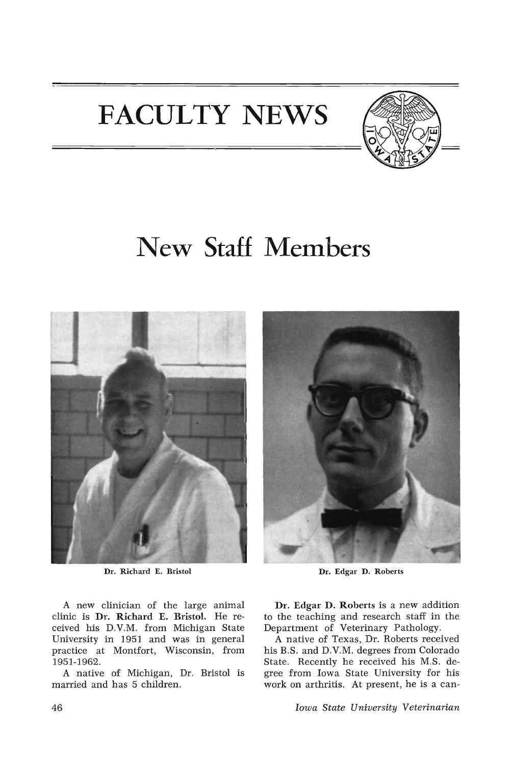# FACULTY NEWS

## New Staff Members

Dr. Richard E. Bristol

Dr. Edgar D. Roberts

A new clinician of the large animal clinic is **Dr. Richard E. Bristol.** He received his D.V.M. from Michigan State University in 1951 and was in general practice at Montfort, Wisconsin, from 1951-1962.

A native of Michigan, Dr. Bristol is married and has 5 children.

**Dr. Edgar D. Roberts** is a new addition to the teaching and research staff in the Department of Veterinary Pathology.

A native of Texas, Dr. Roberts received his B.S. and D.V.M. degrees from Colorado State. Recently he received his M.S. degree from Iowa State University for his work on arthritis. At present, he is a can-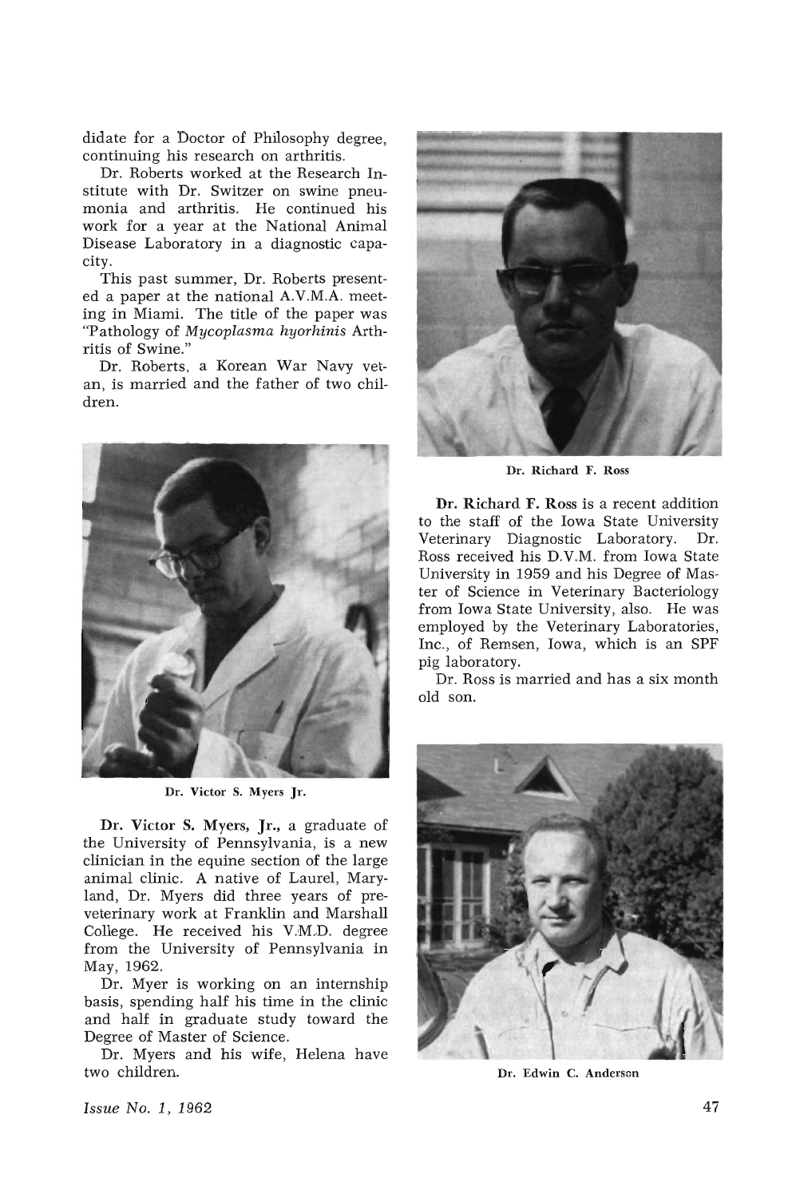didate for a Doctor of Philosophy degree, continuing his research on arthritis.

Dr. Roberts worked at the Research Institute with Dr. Switzer on swine pneumonia and arthritis. He continued his work for a year at the National Animal Disease Laboratory in a diagnostic capacity.

This past summer, Dr. Roberts presented a paper at the national A.V.M.A. meeting in Miami. The title of the paper was "Pathology of *Mycoplasma hyorhinis* Arthritis of Swine."

Dr. Roberts, a Korean War Navy vetan, is married and the father of two children.

Dr. Victor S. Myers Jr.

**Dr. Victor S. Myers, Jr.,** a graduate of the University of Pennsylvania, is a new clinician in the equine section of the large animal clinic. A native of Laurel, Maryland, Dr. Myers did three years of preveterinary work at Franklin and Marshall College. He received his V.M.D. degree from the University of Pennsylvania in May, 1962.

Dr. Myer is working on an internship basis, spending half his time in the clinic and half in graduate study toward the Degree of Master of Science.

Dr. Myers and his wife, Helena have two children.

Dr. Richard F. Ross

**Dr. Richard F. Ross** is a recent addition to the staff of the Iowa State University Veterinary Diagnostic Laboratory. Dr. Ross received his D.V.M. from Iowa State University in 1959 and his Degree of Master of Science in Veterinary Bacteriology from Iowa State University, also. He was employed by the Veterinary Laboratories, Inc., of Remsen, Iowa, which is an SPF pig laboratory.

Dr. Ross is married and has a six month old son.

Dr. Edwin C. Anderson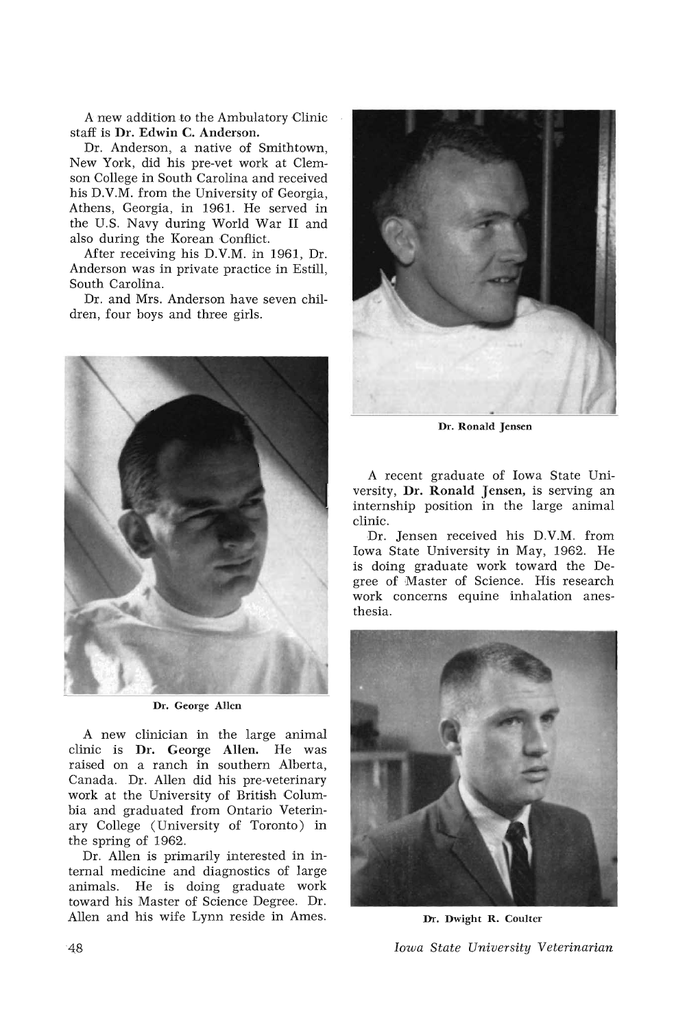A new addition to the Ambulatory Clinic staff is **Dr. Edwin C. Anderson.**

Dr. Anderson, a native of Smithtown, New York, did his pre-vet work at Clemson College in South Carolina and received his D.V.M. from the University of Georgia, Athens, Georgia, in 1961. He served in the U.S. Navy during World War II and also during the Korean Conflict.

After receiving his D.V.M. in 1961, Dr. Anderson was in private practice in Estill, South Carolina.

Dr. and Mrs. Anderson have seven children, four boys and three girls.

Dr. George Allen

A new clinician in the large animal clinic is **Dr. George Allen.** He was raised on a ranch in southern Alberta, Canada. Dr. Allen did his pre-veterinary work at the University of British Columbia and graduated from Ontario Veterinary College (University of Toronto) in the spring of 1962.

Dr. Allen is primarily interested in internal medicine and diagnostics of large animals. He is doing graduate work toward his Master of Science Degree. Dr. Allen and his wife Lynn reside in Ames.

Dr. Ronald Jensen

A recent graduate of Iowa State University, **Dr. Ronald Jensen,** is serving an internship position in the large animal clinic.

Dr. Jensen received his D.V.M. from Iowa State University in May, 1962. He is doing graduate work toward the Degree of Master of Science. His research work concerns equine inhalation anesthesia.

Dr. Dwight R. Coulter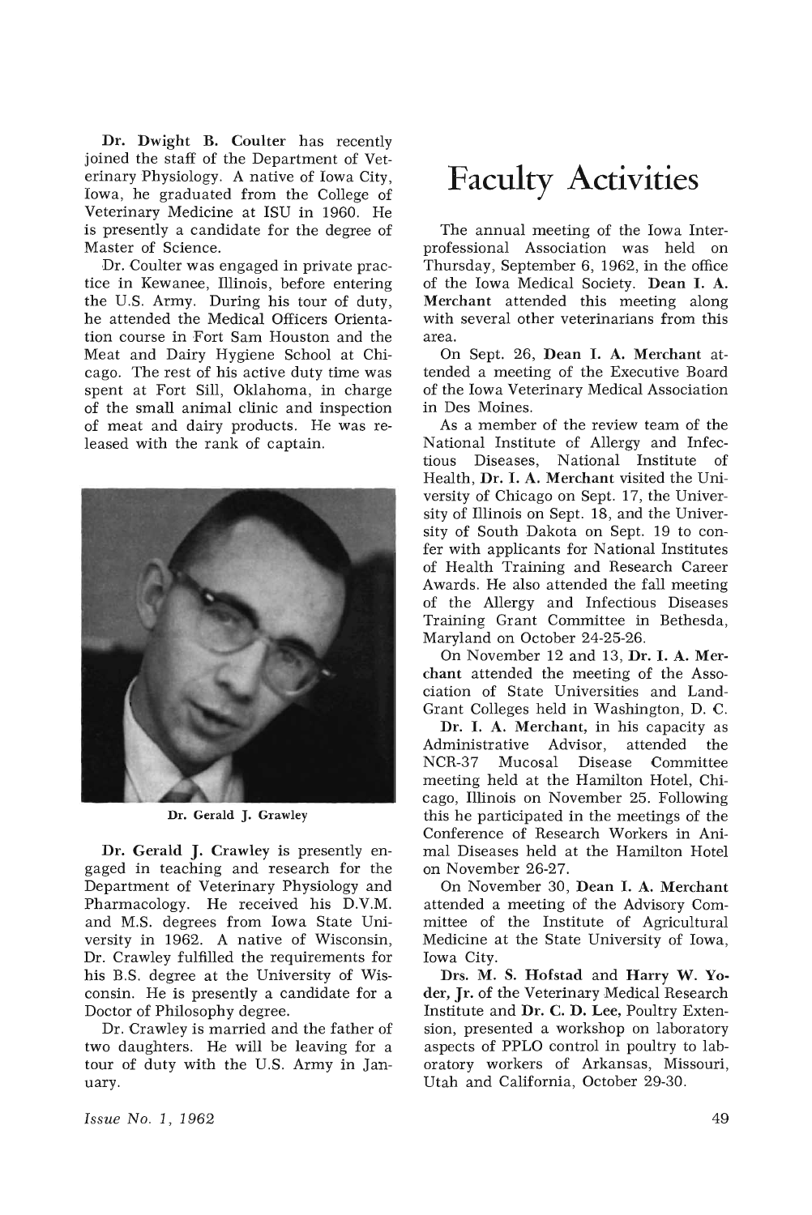Dr. **Dwight B. Coulter** has recently joined the staff of the Department of Veterinary Physiology. A native of Iowa City, Iowa, he graduated from the College of Veterinary Medicine at ISU in 1960. He is presently a candidate for the degree of Master of Science.

Dr. Coulter was engaged in private practice in Kewanee, Illinois, before entering the U.S. Army. During his tour of duty, he attended the Medical Officers Orientation course in Fort Sam Houston and the Meat and Dairy Hygiene School at Chicago. The rest of his active duty time was spent at Fort Sill, Oklahoma, in charge of the small animal clinic and inspection of meat and dairy products. He was released with the rank of captain.

Dr. Gerald J. Grawley

**Dr. Gerald J. Crawley** is presently engaged in teaching and research for the Department of Veterinary Physiology and Pharmacology. He received his D.V.M. and M.S. degrees from Iowa State University in 1962. A native of Wisconsin, Dr. Crawley fulfilled the requirements for his B.S. degree at the University of Wisconsin. He is presently a candidate for a Doctor of Philosophy degree.

Dr. Crawley is married and the father of two daughters. He will be leaving for a tour of duty with the U.S. Army in January.

# Faculty Activities

The annual meeting of the Iowa Interprofessional Association was held on Thursday, September 6, 1962, in the office of the Iowa Medical Society. **Dean I. A. Merchant** attended this meeting along with several other veterinarians from this area.

On Sept. 26, **Dean I. A. Merchant** attended a meeting of the Executive Board of the Iowa Veterinary Medical Association in Des Moines.

As a member of the review team of the National Institute of Allergy and Infectious Diseases, National Institute of Health, **Dr. I. A. Merchant** visited the University of Chicago on Sept. 17, the University of Illinois on Sept. 18, and the University of South Dakota on Sept. 19 to confer with applicants for National Institutes of Health Training and Research Career Awards. He also attended the fall meeting of the Allergy and Infectious Diseases Training Grant Committee in Bethesda, Maryland on October 24-25-26.

On November 12 and 13, **Dr. I. A. Merchant** attended the meeting of the Association of State Universities and Land-Grant Colleges held in Washington, D. C.

**Dr. I. A. Merchant**, in his capacity as Administrative Advisor, attended the NCR-37 Mucosal Disease Committee meeting held at the Hamilton Hotel, Chicago, Illinois on November 25. Following this he participated in the meetings of the Conference of Research Workers in Animal Diseases held at the Hamilton Hotel on November 26-27.

On November 30, **Dean I. A. Merchant** attended a meeting of the Advisory Committee of the Institute of Agricultural Medicine at the State University of Iowa, Iowa City.

**Drs. M. S. Hofstad** and **Harry W. Yoder, Jr.** of the Veterinary Medical Research Institute and **Dr. C. D. Lee,** Poultry Extension, presented a workshop on laboratory aspects of PPLO control in poultry to laboratory workers of Arkansas, Missouri, Utah and California, October 29-30.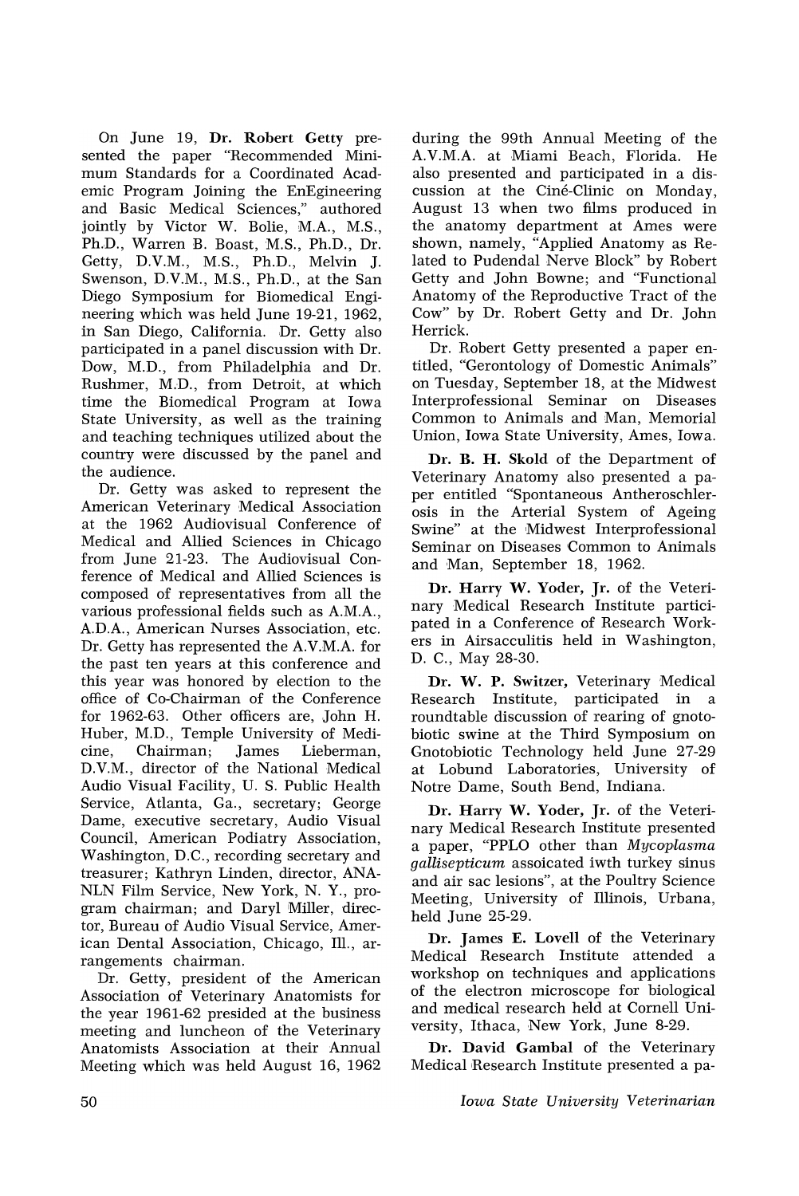On June 19, **Dr. Robert Getty** presented the paper "Recommended Minimum Standards for a Coordinated Academic Program Joining the EnEgineering and Basic Medical Sciences," authored jointly by Victor W. Bolie, M.A., M.S., Ph.D., Warren B. Boast, M.S., Ph.D., Dr. Getty, D.V.M., M.S., Ph.D., Melvin J. Swenson, D.V.M., M.S., Ph.D., at the San Diego Symposium for Biomedical Engineering which was held June 19-21, 1962, in San Diego, California. Dr. Getty also participated in a panel discussion with Dr. Dow, M.D., from Philadelphia and Dr. Rushmer, M.D., from Detroit, at which time the Biomedical Program at Iowa State University, as well as the training and teaching techniques utilized about the country were discussed by the panel and the audience.

Dr. Getty was asked to represent the American Veterinary Medical Association at the 1962 Audiovisual Conference of Medical and Allied Sciences in Chicago from June 21-23. The Audiovisual Conference of Medical and Allied Sciences is composed of representatives from all the various professional fields such as A.M.A., A.D.A., American Nurses Association, etc. Dr. Getty has represented the A.V.M.A. for the past ten years at this conference and this year was honored by election to the office of Co-Chairman of the Conference for 1962-63. Other officers are, John H. Huber, M.D., Temple University of Medicine, Chairman; James Lieberman, D.V.M., director of the National Medical Audio Visual Facility, U. S. Public Health Service, Atlanta, Ga., secretary; George Dame, executive secretary, Audio Visual Council, American Podiatry Association, Washington, D.C., recording secretary and treasurer; Kathryn Linden, director, ANA-NLN Film Service, New York, N. Y., program chairman; and Daryl Miller, director, Bureau of Audio Visual Service, American Dental Association, Chicago, Ill., arrangements chairman.

Dr. Getty, president of the American Association of Veterinary Anatomists for the year 1961-62 presided at the business meeting and luncheon of the Veterinary Anatomists Association at their Annual Meeting which was held August 16, 1962 during the 99th Annual Meeting of the A.V.M.A. at Miami Beach, Florida. He also presented and participated in a discussion at the Ciné-Clinic on Monday, August 13 when two films produced in the anatomy department at Ames were shown, namely, "Applied Anatomy as Related to Pudendal Nerve Block" by Robert Getty and John Bowne; and "Functional Anatomy of the Reproductive Tract of the Cow" by Dr. Robert Getty and Dr. John Herrick.

Dr. Robert Getty presented a paper entitled, "Gerontology of Domestic Animals" on Tuesday, September 18, at the Midwest Interprofessional Seminar on Diseases Common to Animals and Man, Memorial Union, Iowa State University, Ames, Iowa.

**Dr. B. H. Skold** of the Department of Veterinary Anatomy also presented a paper entitled "Spontaneous Antheroschlerosis in the Arterial System of Ageing Swine" at the Midwest Interprofessional Seminar on Diseases Common to Animals and Man, September 18, 1962.

**Dr. Harry W. Yoder, Jr.** of the Veterinary Medical Research Institute participated in a Conference of Research Workers in Airsacculitis held in Washington, D. C., May 28-30.

**Dr. W. P. Switzer,** Veterinary Medical Research Institute, participated in a roundtable discussion of rearing of gnotobiotic swine at the Third Symposium on Gnotobiotic Technology held June 27-29 at Lobund Laboratories, University of Notre Dame, South Bend, Indiana.

**Dr. Harry W. Yoder, Jr.** of the Veterinary Medical Research Institute presented a paper, "PPLO other than *Mycoplasma gallisepticum* assoicated iwth turkey sinus and air sac lesions", at the Poultry Science Meeting, University of Illinois, Urbana, held June 25-29.

**Dr. James E. Lovell** of the Veterinary Medical Research Institute attended a workshop on techniques and applications of the electron microscope for biological and medical research held at Cornell University, Ithaca, New York, June 8-29.

**Dr. David Gambal** of the Veterinary Medical Research Institute presented a pa-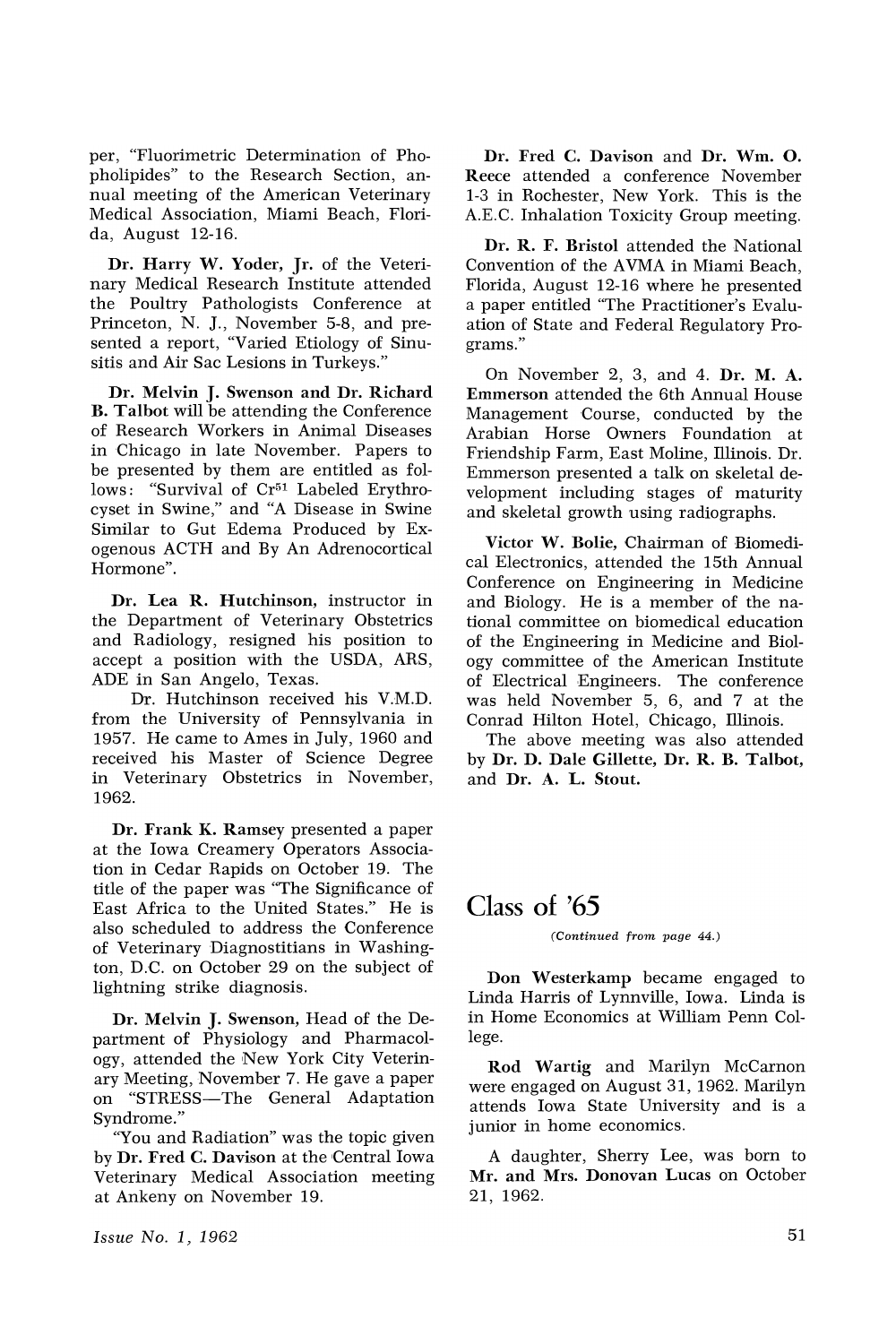per, "Fluorimetric Determination of Phopholipides" to the Research Section, annual meeting of the American Veterinary Medical Association, Miami Beach, Florida, August 12-16.

**Dr. Harry W. Yoder, Jr.** of the Veterinary Medical Research Institute attended the Poultry Pathologists Conference at Princeton, N. J., November 5-8, and presented a report, "Varied Etiology of Sinusitis and Air Sac Lesions in Turkeys."

**Dr. Melvin J. Swenson and Dr. Richard B. Talbot** will be attending the Conference of Research Workers in Animal Diseases in Chicago in late November. Papers to be presented by them are entitled as follows: "Survival of $Cr^{51}$ Labeled Erythrocyset in Swine," and "A Disease in Swine Similar to Gut Edema Produced by Exogenous ACTH and By An Adrenocortical Hormone".

**Dr. Lea R. Hutchinson,** instructor in the Department of Veterinary Obstetrics and Radiology, resigned his position to accept a position with the USDA, ARS, ADE in San Angelo, Texas.

Dr. Hutchinson received his V.M.D. from the University of Pennsylvania in 1957. He came to Ames in July, 1960 and received his Master of Science Degree in Veterinary Obstetrics in November, 1962.

**Dr. Frank K. Ramsey** presented a paper at the Iowa Creamery Operators Association in Cedar Rapids on October 19. The title of the paper was "The Significance of East Africa to the United States." He is also scheduled to address the Conference of Veterinary Diagnostitians in Washington, D.C. on October 29 on the subject of lightning strike diagnosis.

**Dr. Melvin J. Swenson,** Head of the Department of Physiology and Pharmacology, attended the New York City Veterinary Meeting, November 7. He gave a paper on "STRESS—The General Adaptation Syndrome."

"You and Radiation" was the topic given by **Dr. Fred C. Davison** at the Central Iowa Veterinary Medical Association meeting at Ankeny on November 19.

**Dr. Fred C. Davison** and **Dr. Wm. O. Reece** attended a conference November 1-3 in Rochester, New York. This is the A.E.C. Inhalation Toxicity Group meeting.

**Dr. R. F. Bristol** attended the National Convention of the AVMA in Miami Beach, Florida, August 12-16 where he presented a paper entitled "The Practitioner's Evaluation of State and Federal Regulatory Programs."

On November 2, 3, and 4. **Dr. M. A. Emmerson** attended the 6th Annual House Management Course, conducted by the Arabian Horse Owners Foundation at Friendship Farm, East Moline, Illinois. Dr. Emmerson presented a talk on skeletal development including stages of maturity and skeletal growth using radiographs.

**Victor W. Bolie,** Chairman of Biomedical Electronics, attended the 15th Annual Conference on Engineering in Medicine and Biology. He is a member of the national committee on biomedical education of the Engineering in Medicine and Biology committee of the American Institute of Electrical Engineers. The conference was held November 5, 6, and 7 at the Conrad Hilton Hotel, Chicago, Illinois.

The above meeting was also attended by **Dr. D. Dale Gillette, Dr. R. B. Talbot,** and **Dr. A. L. Stout.**

## Class of '65

*(Continued from page 44.)*

**Don Westerkamp** became engaged to Linda Harris of Lynnville, Iowa. Linda is in Home Economics at William Penn College.

**Rod Wartig** and Marilyn McCarnon were engaged on August 31, 1962. Marilyn attends Iowa State University and is a junior in home economics.

A daughter, Sherry Lee, was born to **Mr. and Mrs. Donovan Lucas** on October 21, 1962.